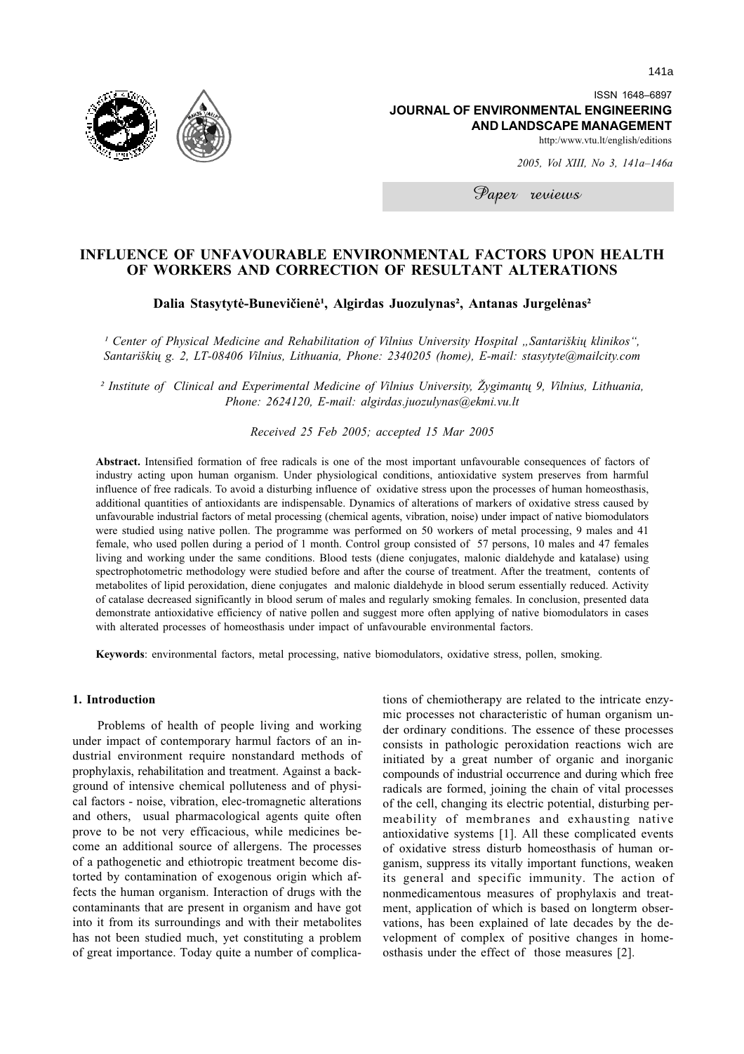Paper reviews

# INFLUENCE OF UNFAVOURABLE ENVIRONMENTAL FACTORS UPON HEALTH OF WORKERS AND CORRECTION OF RESULTANT ALTERATIONS

**Dalia Stasytytė-Bunevičienė[1], Algirdas Juozulynas[2], Antanas Jurgelėnas[2]**

*[1] Center of Physical Medicine and Rehabilitation of Vilnius University Hospital „Santariškių klinikos", Santariškių g. 2, LT-08406 Vilnius, Lithuania, Phone: 2340205 (home), E-mail: stasytyte@mailcity.com*

*[2] Institute of Clinical and Experimental Medicine of Vilnius University, Žygimantų 9, Vilnius, Lithuania, Phone: 2624120, E-mail: algirdas.juozulynas@ekmi.vu.lt*

*Received 25 Feb 2005; accepted 15 Mar 2005*

**Abstract.** Intensified formation of free radicals is one of the most important unfavourable consequences of factors of industry acting upon human organism. Under physiological conditions, antioxidative system preserves from harmful influence of free radicals. To avoid a disturbing influence of oxidative stress upon the processes of human homeosthasis, additional quantities of antioxidants are indispensable. Dynamics of alterations of markers of oxidative stress caused by unfavourable industrial factors of metal processing (chemical agents, vibration, noise) under impact of native biomodulators were studied using native pollen. The programme was performed on 50 workers of metal processing, 9 males and 41 female, who used pollen during a period of 1 month. Control group consisted of 57 persons, 10 males and 47 females living and working under the same conditions. Blood tests (diene conjugates, malonic dialdehyde and katalase) using spectrophotometric methodology were studied before and after the course of treatment. After the treatment, contents of metabolites of lipid peroxidation, diene conjugates and malonic dialdehyde in blood serum essentially reduced. Activity of catalase decreased significantly in blood serum of males and regularly smoking females. In conclusion, presented data demonstrate antioxidative efficiency of native pollen and suggest more often applying of native biomodulators in cases with alterated processes of homeosthasis under impact of unfavourable environmental factors.

**Keywords**: environmental factors, metal processing, native biomodulators, oxidative stress, pollen, smoking.

## 1. Introduction

Problems of health of people living and working under impact of contemporary harmul factors of an industrial environment require nonstandard methods of prophylaxis, rehabilitation and treatment. Against a background of intensive chemical polluteness and of physical factors - noise, vibration, elec-tromagnetic alterations and others, usual pharmacological agents quite often prove to be not very efficacious, while medicines become an additional source of allergens. The processes of a pathogenetic and ethiotropic treatment become distorted by contamination of exogenous origin which affects the human organism. Interaction of drugs with the contaminants that are present in organism and have got into it from its surroundings and with their metabolites has not been studied much, yet constituting a problem of great importance. Today quite a number of complications of chemiotherapy are related to the intricate enzymic processes not characteristic of human organism under ordinary conditions. The essence of these processes consists in pathologic peroxidation reactions wich are initiated by a great number of organic and inorganic compounds of industrial occurrence and during which free radicals are formed, joining the chain of vital processes of the cell, changing its electric potential, disturbing permeability of membranes and exhausting native antioxidative systems [1]. All these complicated events of oxidative stress disturb homeosthasis of human organism, suppress its vitally important functions, weaken its general and specific immunity. The action of nonmedicamentous measures of prophylaxis and treatment, application of which is based on longterm observations, has been explained of late decades by the development of complex of positive changes in homeosthasis under the effect of those measures [2].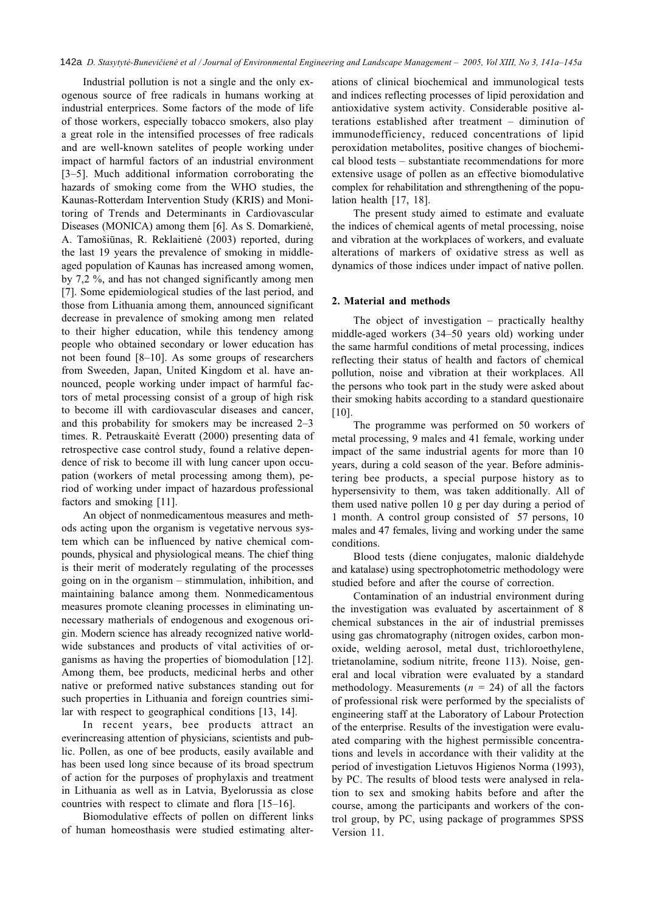Industrial pollution is not a single and the only exogenous source of free radicals in humans working at industrial enterprices. Some factors of the mode of life of those workers, especially tobacco smokers, also play a great role in the intensified processes of free radicals and are well-known satelites of people working under impact of harmful factors of an industrial environment [3–5]. Much additional information corroborating the hazards of smoking come from the WHO studies, the Kaunas-Rotterdam Intervention Study (KRIS) and Monitoring of Trends and Determinants in Cardiovascular Diseases (MONICA) among them [6]. As S. Domarkienė, A. Tamošiūnas, R. Reklaitienė (2003) reported, during the last 19 years the prevalence of smoking in middle-aged population of Kaunas has increased among women, by 7,2 %, and has not changed significantly among men [7]. Some epidemiological studies of the last period, and those from Lithuania among them, announced significant decrease in prevalence of smoking among men related to their higher education, while this tendency among people who obtained secondary or lower education has not been found [8–10]. As some groups of researchers from Sweeden, Japan, United Kingdom et al. have announced, people working under impact of harmful factors of metal processing consist of a group of high risk to become ill with cardiovascular diseases and cancer, and this probability for smokers may be increased 2–3 times. R. Petrauskaitė Everatt (2000) presenting data of retrospective case control study, found a relative dependence of risk to become ill with lung cancer upon occupation (workers of metal processing among them), period of working under impact of hazardous professional factors and smoking [11].

An object of nonmedicamentous measures and methods acting upon the organism is vegetative nervous system which can be influenced by native chemical compounds, physical and physiological means. The chief thing is their merit of moderately regulating of the processes going on in the organism – stimmulation, inhibition, and maintaining balance among them. Nonmedicamentous measures promote cleaning processes in eliminating unnecessary matherials of endogenous and exogenous origin. Modern science has already recognized native worldwide substances and products of vital activities of organisms as having the properties of biomodulation [12]. Among them, bee products, medicinal herbs and other native or preformed native substances standing out for such properties in Lithuania and foreign countries similar with respect to geographical conditions [13, 14].

In recent years, bee products attract an everincreasing attention of physicians, scientists and public. Pollen, as one of bee products, easily available and has been used long since because of its broad spectrum of action for the purposes of prophylaxis and treatment in Lithuania as well as in Latvia, Byelorussia as close countries with respect to climate and flora [15–16].

Biomodulative effects of pollen on different links of human homeosthasis were studied estimating alterations of clinical biochemical and immunological tests and indices reflecting processes of lipid peroxidation and antioxidative system activity. Considerable positive alterations established after treatment – diminution of immunodefficiency, reduced concentrations of lipid peroxidation metabolites, positive changes of biochemical blood tests – substantiate recommendations for more extensive usage of pollen as an effective biomodulative complex for rehabilitation and sthrengthening of the population health [17, 18].

The present study aimed to estimate and evaluate the indices of chemical agents of metal processing, noise and vibration at the workplaces of workers, and evaluate alterations of markers of oxidative stress as well as dynamics of those indices under impact of native pollen.

## 2. Material and methods

The object of investigation – practically healthy middle-aged workers (34–50 years old) working under the same harmful conditions of metal processing, indices reflecting their status of health and factors of chemical pollution, noise and vibration at their workplaces. All the persons who took part in the study were asked about their smoking habits according to a standard questionaire [10].

The programme was performed on 50 workers of metal processing, 9 males and 41 female, working under impact of the same industrial agents for more than 10 years, during a cold season of the year. Before administering bee products, a special purpose history as to hypersensivity to them, was taken additionally. All of them used native pollen 10 g per day during a period of 1 month. A control group consisted of 57 persons, 10 males and 47 females, living and working under the same conditions.

Blood tests (diene conjugates, malonic dialdehyde and katalase) using spectrophotometric methodology were studied before and after the course of correction.

Contamination of an industrial environment during the investigation was evaluated by ascertainment of 8 chemical substances in the air of industrial premisses using gas chromatography (nitrogen oxides, carbon monoxide, welding aerosol, metal dust, trichloroethylene, trietanolamine, sodium nitrite, freone 113). Noise, general and local vibration were evaluated by a standard methodology. Measurements ($n$ = 24) of all the factors of professional risk were performed by the specialists of engineering staff at the Laboratory of Labour Protection of the enterprise. Results of the investigation were evaluated comparing with the highest permissible concentrations and levels in accordance with their validity at the period of investigation Lietuvos Higienos Norma (1993), by PC. The results of blood tests were analysed in relation to sex and smoking habits before and after the course, among the participants and workers of the control group, by PC, using package of programmes SPSS Version 11.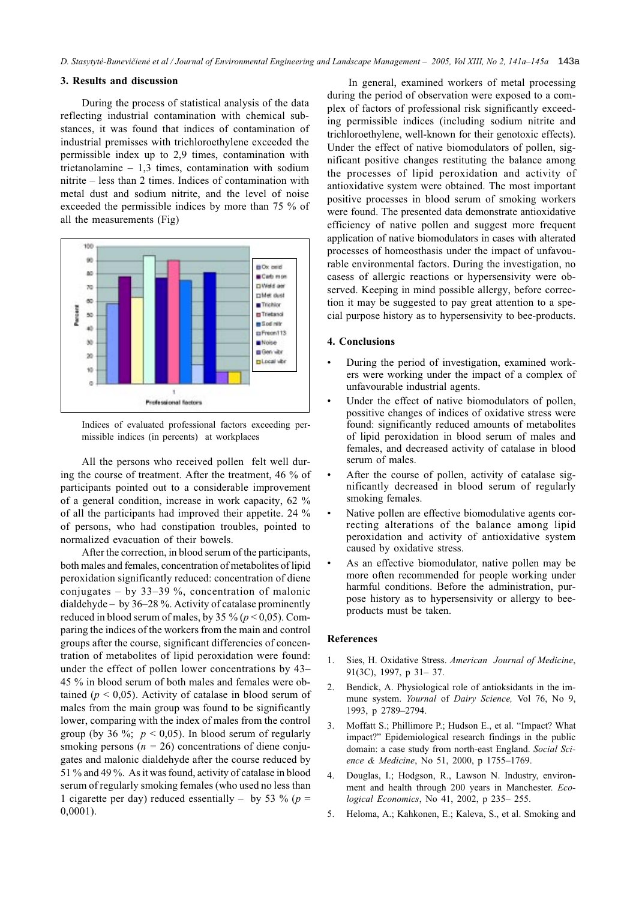## 3. Results and discussion

During the process of statistical analysis of the data reflecting industrial contamination with chemical substances, it was found that indices of contamination of industrial premisses with trichloroethylene exceeded the permissible index up to 2,9 times, contamination with trietanolamine – 1,3 times, contamination with sodium nitrite – less than 2 times. Indices of contamination with metal dust and sodium nitrite, and the level of noise exceeded the permissible indices by more than 75 % of all the measurements (Fig)

100
90
80
70
60
50
40
30
20
10
0

Percent

1

Professional factors

Ox oxid
Carb mon
Weld aer
Met dust
Trichlor
Trietanol
Sod nitr
Freon113
Noise
Gen vibr
Local vibr

Indices of evaluated professional factors exceeding permissible indices (in percents) at workplaces

All the persons who received pollen felt well during the course of treatment. After the treatment, 46 % of participants pointed out to a considerable improvement of a general condition, increase in work capacity, 62 % of all the participants had improved their appetite. 24 % of persons, who had constipation troubles, pointed to normalized evacuation of their bowels.

After the correction, in blood serum of the participants, both males and females, concentration of metabolites of lipid peroxidation significantly reduced: concentration of diene conjugates – by 33–39 %, concentration of malonic dialdehyde – by 36–28 %. Activity of catalase prominently reduced in blood serum of males, by 35 % ($p < 0{,}05$). Comparing the indices of the workers from the main and control groups after the course, significant differencies of concentration of metabolites of lipid peroxidation were found: under the effect of pollen lower concentrations by 43–45 % in blood serum of both males and females were obtained ($p < 0{,}05$). Activity of catalase in blood serum of males from the main group was found to be significantly lower, comparing with the index of males from the control group (by 36 %; $p < 0{,}05$). In blood serum of regularly smoking persons ($n = 26$) concentrations of diene conjugates and malonic dialdehyde after the course reduced by 51 % and 49 %. As it was found, activity of catalase in blood serum of regularly smoking females (who used no less than 1 cigarette per day) reduced essentially – by 53 % ($p = 0{,}0001$).

In general, examined workers of metal processing during the period of observation were exposed to a complex of factors of professional risk significantly exceeding permissible indices (including sodium nitrite and trichloroethylene, well-known for their genotoxic effects). Under the effect of native biomodulators of pollen, significant positive changes restituting the balance among the processes of lipid peroxidation and activity of antioxidative system were obtained. The most important positive processes in blood serum of smoking workers were found. The presented data demonstrate antioxidative efficiency of native pollen and suggest more frequent application of native biomodulators in cases with altered processes of homeosthasis under the impact of unfavourable environmental factors. During the investigation, no casess of allergic reactions or hypersensivity were observed. Keeping in mind possible allergy, before correction it may be suggested to pay great attention to a special purpose history as to hypersensivity to bee-products.

## 4. Conclusions

- During the period of investigation, examined workers were working under the impact of a complex of unfavourable industrial agents.
- Under the effect of native biomodulators of pollen, possitive changes of indices of oxidative stress were found: significantly reduced amounts of metabolites of lipid peroxidation in blood serum of males and females, and decreased activity of catalase in blood serum of males.
- After the course of pollen, activity of catalase significantly decreased in blood serum of regularly smoking females.
- Native pollen are effective biomodulative agents correcting alterations of the balance among lipid peroxidation and activity of antioxidative system caused by oxidative stress.
- As an effective biomodulator, native pollen may be more often recommended for people working under harmful conditions. Before the administration, purpose history as to hypersensivity or allergy to bee-products must be taken.

## References

1. Sies, H. Oxidative Stress. *American Journal of Medicine*, 91(3C), 1997, p 31– 37.
2. Bendick, A. Physiological role of antioksidants in the immune system. *Yournal* of *Dairy Science,* Vol 76, No 9, 1993, p 2789–2794.
3. Moffatt S.; Phillimore P.; Hudson E., et al. "Impact? What impact?" Epidemiological research findings in the public domain: a case study from north-east England. *Social Science & Medicine*, No 51, 2000, p 1755–1769.
4. Douglas, I.; Hodgson, R., Lawson N. Industry, environment and health through 200 years in Manchester. *Ecological Economics*, No 41, 2002, p 235– 255.
5. Heloma, A.; Kahkonen, E.; Kaleva, S., et al. Smoking and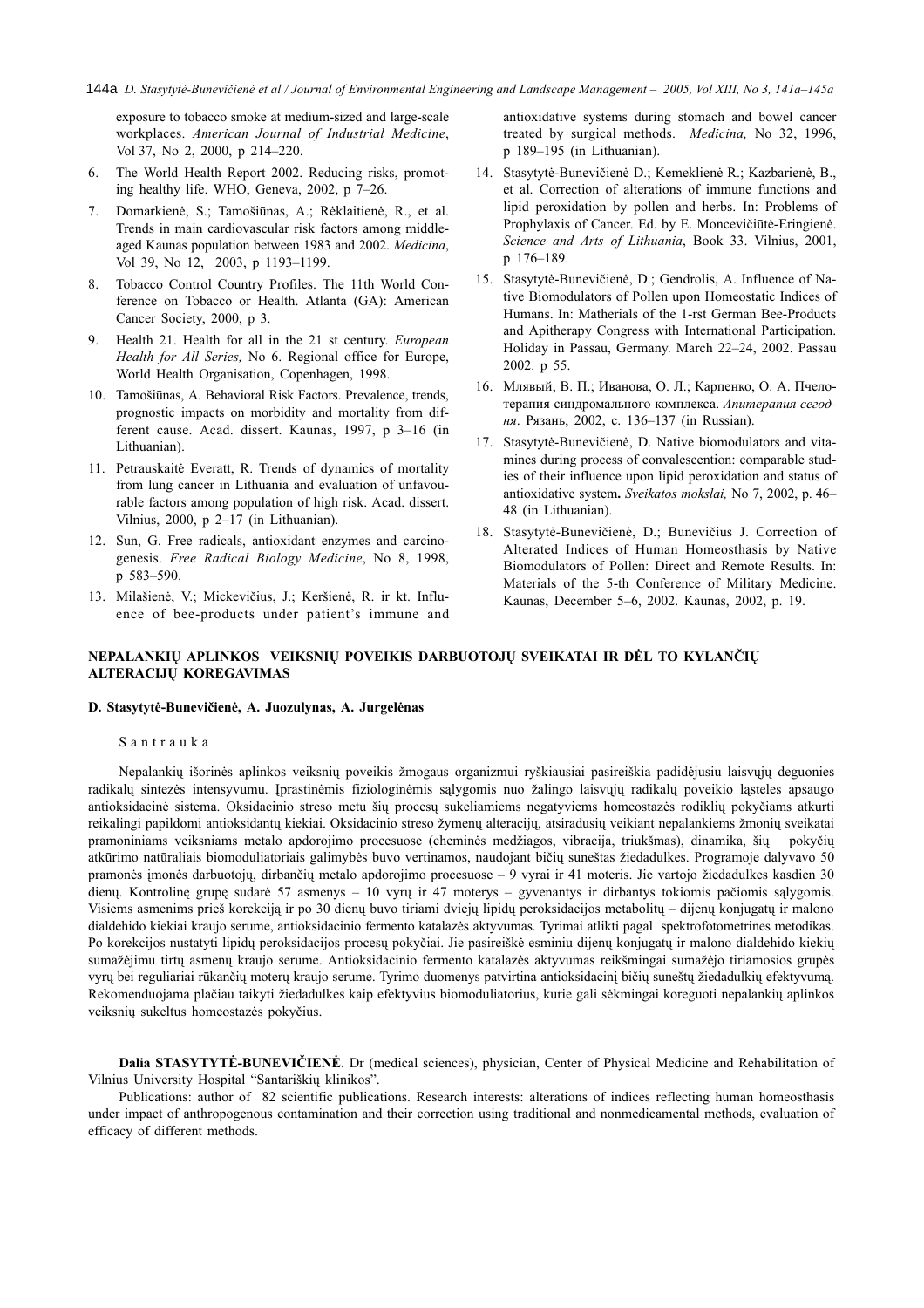exposure to tobacco smoke at medium-sized and large-scale workplaces. *American Journal of Industrial Medicine*, Vol 37, No 2, 2000, p 214–220.

6. The World Health Report 2002. Reducing risks, promoting healthy life. WHO, Geneva, 2002, p 7–26.
7. Domarkienė, S.; Tamošiūnas, A.; Rėklaitienė, R., et al. Trends in main cardiovascular risk factors among middle-aged Kaunas population between 1983 and 2002. *Medicina*, Vol 39, No 12, 2003, p 1193–1199.
8. Tobacco Control Country Profiles. The 11th World Conference on Tobacco or Health. Atlanta (GA): American Cancer Society, 2000, p 3.
9. Health 21. Health for all in the 21 st century. *European Health for All Series,* No 6. Regional office for Europe, World Health Organisation, Copenhagen, 1998.
10. Tamošiūnas, A. Behavioral Risk Factors. Prevalence, trends, prognostic impacts on morbidity and mortality from different cause. Acad. dissert. Kaunas, 1997, p 3–16 (in Lithuanian).
11. Petrauskaitė Everatt, R. Trends of dynamics of mortality from lung cancer in Lithuania and evaluation of unfavourable factors among population of high risk. Acad. dissert. Vilnius, 2000, p 2–17 (in Lithuanian).
12. Sun, G. Free radicals, antioxidant enzymes and carcinogenesis. *Free Radical Biology Medicine*, No 8, 1998, p 583–590.
13. Milašienė, V.; Mickevičius, J.; Keršienė, R. ir kt. Influence of bee-products under patient's immune and antioxidative systems during stomach and bowel cancer treated by surgical methods. *Medicina,* No 32, 1996, p 189–195 (in Lithuanian).
14. Stasytytė-Bunevičienė D.; Kemeklienė R.; Kazbarienė, B., et al. Correction of alterations of immune functions and lipid peroxidation by pollen and herbs. In: Problems of Prophylaxis of Cancer. Ed. by E. Moncevičiūtė-Eringienė. *Science and Arts of Lithuania*, Book 33. Vilnius, 2001, p 176–189.
15. Stasytytė-Bunevičienė, D.; Gendrolis, A. Influence of Native Biomodulators of Pollen upon Homeostatic Indices of Humans. In: Matherials of the 1-rst German Bee-Products and Apitherapy Congress with International Participation. Holiday in Passau, Germany. March 22–24, 2002. Passau 2002. p 55.
16. Млявый, В. П.; Иванова, О. Л.; Карпенко, О. А. Пчелотерапия синдромального комплекса. *Апитерапия сегодня*. Рязань, 2002, с. 136–137 (in Russian).
17. Stasytytė-Bunevičienė, D. Native biomodulators and vitamines during process of convalescention: comparable studies of their influence upon lipid peroxidation and status of antioxidative system**.** *Sveikatos mokslai,* No 7, 2002, p. 46–48 (in Lithuanian).
18. Stasytytė-Bunevičienė, D.; Bunevičius J. Correction of Alterated Indices of Human Homeosthasis by Native Biomodulators of Pollen: Direct and Remote Results. In: Materials of the 5-th Conference of Military Medicine. Kaunas, December 5–6, 2002. Kaunas, 2002, p. 19.

## NEPALANKIŲ APLINKOS VEIKSNIŲ POVEIKIS DARBUOTOJŲ SVEIKATAI IR DĖL TO KYLANČIŲ ALTERACIJŲ KOREGAVIMAS

**D. Stasytytė-Bunevičienė, A. Juozulynas, A. Jurgelėnas**

S a n t r a u k a

Nepalankių išorinės aplinkos veiksnių poveikis žmogaus organizmui ryškiausiai pasireiškia padidėjusiu laisvųjų deguonies radikalų sintezės intensyvumu. Įprastinėmis fiziologinėmis sąlygomis nuo žalingo laisvųjų radikalų poveikio ląsteles apsaugo antioksidacinė sistema. Oksidacinio streso metu šių procesų sukeliamiems negatyviems homeostazės rodiklių pokyčiams atkurti reikalingi papildomi antioksidantų kiekiai. Oksidacinio streso žymenų alteracijų, atsiradusių veikiant nepalankiems žmonių sveikatai pramoniniams veiksniams metalo apdorojimo procesuose (cheminės medžiagos, vibracija, triukšmas), dinamika, šių pokyčių atkūrimo natūraliais biomoduliatoriais galimybės buvo vertinamos, naudojant bičių sunėštas žiedadulkes. Programoje dalyvavo 50 pramonės įmonės darbuotojų, dirbančių metalo apdorojimo procesuose – 9 vyrai ir 41 moteris. Jie vartojo žiedadulkes kasdien 30 dienų. Kontrolinę grupę sudarė 57 asmenys – 10 vyrų ir 47 moterys – gyvenantys ir dirbantys tokiomis pačiomis sąlygomis. Visiems asmenims prieš korekciją ir po 30 dienų buvo tiriami dviejų lipidų peroksidacijos metabolitų – dijenų konjugatų ir malono dialdehido kiekiai kraujo serume, antioksidacinio fermento katalazės aktyvumas. Tyrimai atlikti pagal spektrofotometrines metodikas. Po korekcijos nustatyti lipidų peroksidacijos procesų pokyčiai. Jie pasireiškė esminiu dijenų konjugatų ir malono dialdehido kiekių sumažėjimu tirtų asmenų kraujo serume. Antioksidacinio fermento katalazės aktyvumas reikšmingai sumažėjo tiriamosios grupės vyrų bei reguliariai rūkančių moterų kraujo serume. Tyrimo duomenys patvirtina antioksidacinį bičių sunėštų žiedadulkių efektyvumą. Rekomenduojama plačiau taikyti žiedadulkes kaip efektyvius biomoduliatorius, kurie gali sėkmingai koreguoti nepalankių aplinkos veiksnių sukeltus homeostazės pokyčius.

**Dalia STASYTYTĖ-BUNEVIČIENĖ**. Dr (medical sciences), physician, Center of Physical Medicine and Rehabilitation of Vilnius University Hospital "Santariškių klinikos".

Publications: author of 82 scientific publications. Research interests: alterations of indices reflecting human homeosthasis under impact of anthropogenous contamination and their correction using traditional and nonmedicamental methods, evaluation of efficacy of different methods.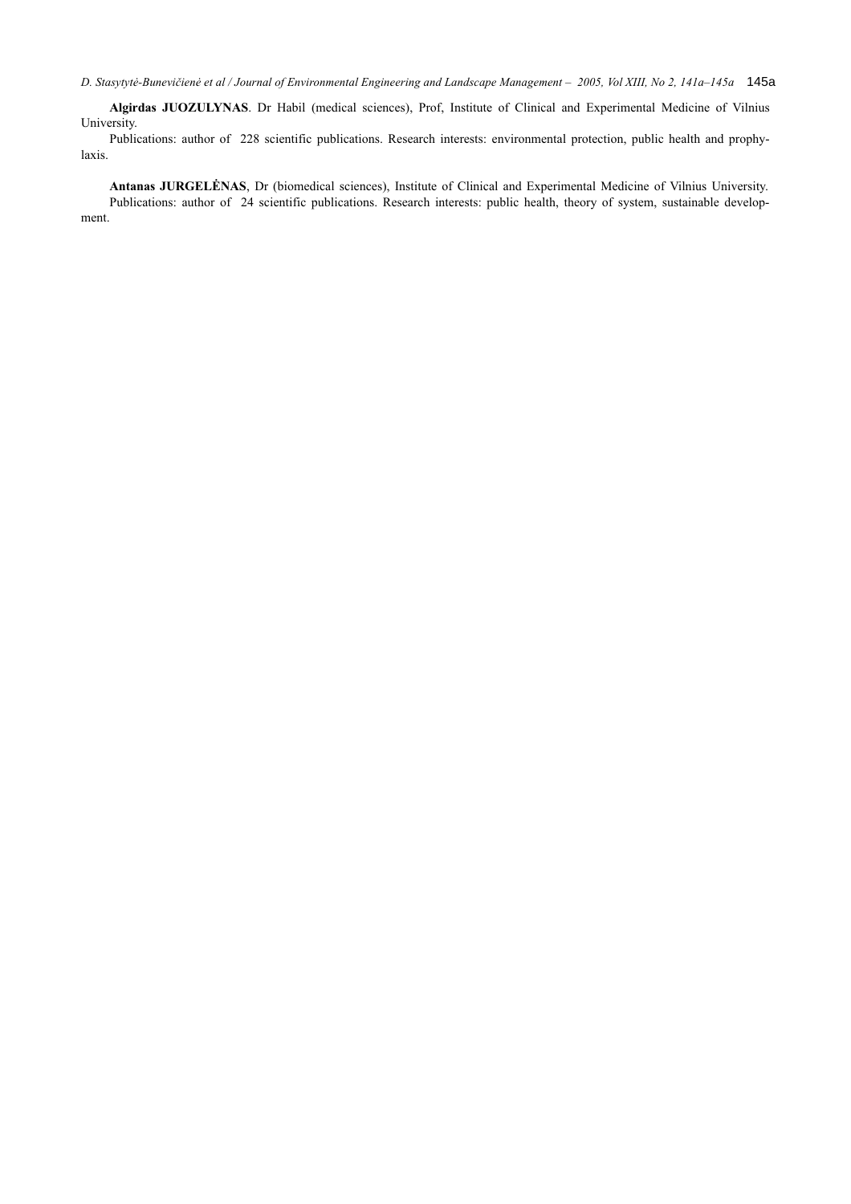**Algirdas JUOZULYNAS**. Dr Habil (medical sciences), Prof, Institute of Clinical and Experimental Medicine of Vilnius University.

Publications: author of 228 scientific publications. Research interests: environmental protection, public health and prophylaxis.

**Antanas JURGELĖNAS**, Dr (biomedical sciences), Institute of Clinical and Experimental Medicine of Vilnius University.

Publications: author of 24 scientific publications. Research interests: public health, theory of system, sustainable development.